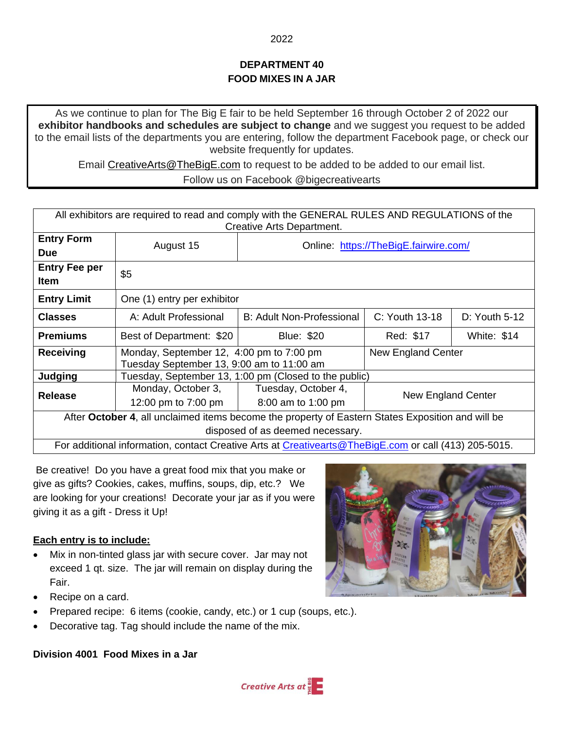2022

# DEPARTMENT 40
# FOOD MIXES IN A JAR

As we continue to plan for The Big E fair to be held September 16 through October 2 of 2022 our **exhibitor handbooks and schedules are subject to change** and we suggest you request to be added to the email lists of the departments you are entering, follow the department Facebook page, or check our website frequently for updates.

Email CreativeArts@TheBigE.com to request to be added to be added to our email list.

Follow us on Facebook @bigecreativearts

| All exhibitors are required to read and comply with the GENERAL RULES AND REGULATIONS of the Creative Arts Department. | | | | |
|---|---|---|---|---|
| **Entry Form Due** | August 15 | Online: https://TheBigE.fairwire.com/ | | |
| **Entry Fee per Item** | $5 | | | |
| **Entry Limit** | One (1) entry per exhibitor | | | |
| **Classes** | A: Adult Professional | B: Adult Non-Professional | C: Youth 13-18 | D: Youth 5-12 |
| **Premiums** | Best of Department: $20 | Blue: $20 | Red: $17 | White: $14 |
| **Receiving** | Monday, September 12, 4:00 pm to 7:00 pm<br>Tuesday September 13, 9:00 am to 11:00 am | | New England Center | |
| **Judging** | Tuesday, September 13, 1:00 pm (Closed to the public) | | | |
| **Release** | Monday, October 3,<br>12:00 pm to 7:00 pm | Tuesday, October 4,<br>8:00 am to 1:00 pm | New England Center | |
| After **October 4**, all unclaimed items become the property of Eastern States Exposition and will be disposed of as deemed necessary. | | | | |
| For additional information, contact Creative Arts at Creativearts@TheBigE.com or call (413) 205-5015. | | | | |

Be creative! Do you have a great food mix that you make or give as gifts? Cookies, cakes, muffins, soups, dip, etc.? We are looking for your creations! Decorate your jar as if you were giving it as a gift - Dress it Up!

**Each entry is to include:**

- Mix in non-tinted glass jar with secure cover. Jar may not exceed 1 qt. size. The jar will remain on display during the Fair.
- Recipe on a card.
- Prepared recipe: 6 items (cookie, candy, etc.) or 1 cup (soups, etc.).
- Decorative tag. Tag should include the name of the mix.

**Division 4001 Food Mixes in a Jar**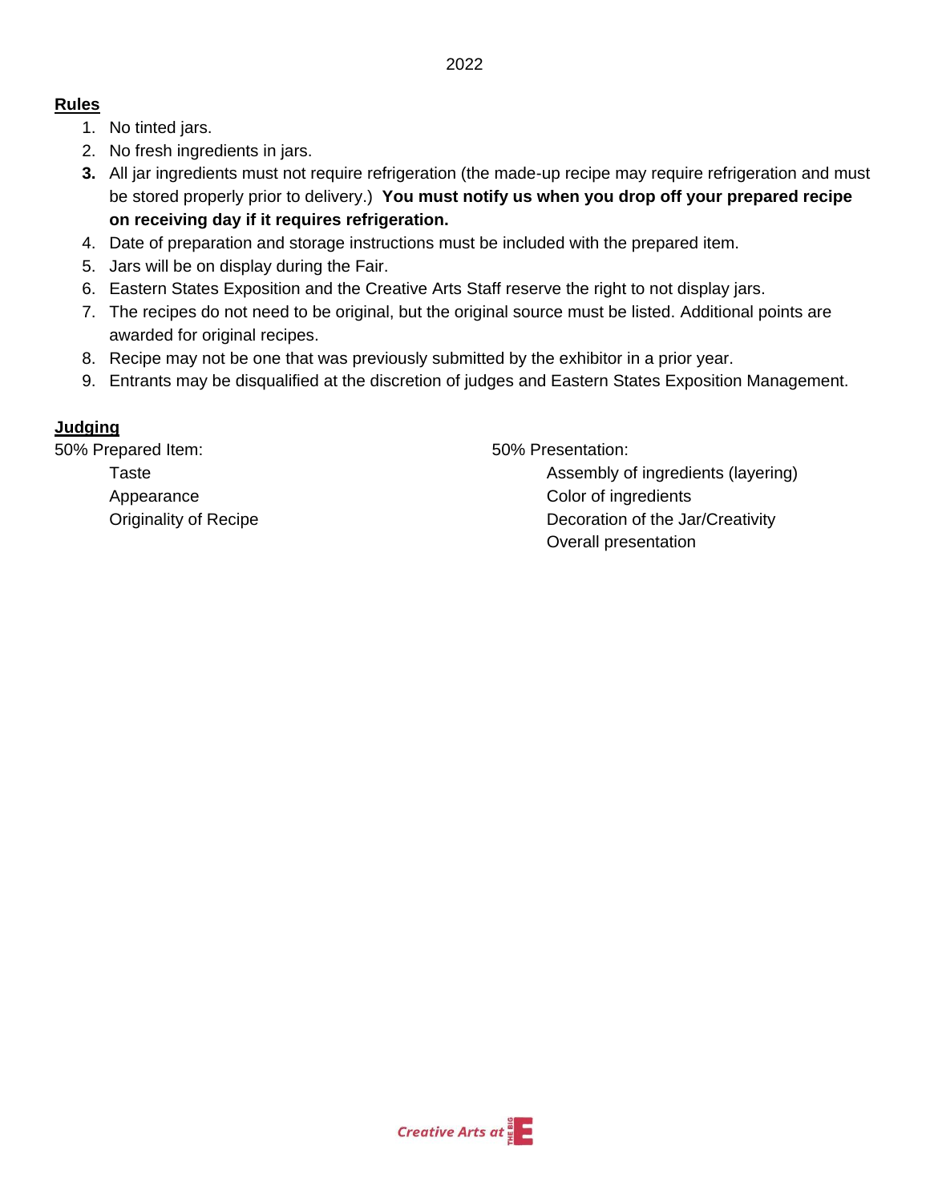**Rules**

1. No tinted jars.
2. No fresh ingredients in jars.
3. All jar ingredients must not require refrigeration (the made-up recipe may require refrigeration and must be stored properly prior to delivery.) **You must notify us when you drop off your prepared recipe on receiving day if it requires refrigeration.**
4. Date of preparation and storage instructions must be included with the prepared item.
5. Jars will be on display during the Fair.
6. Eastern States Exposition and the Creative Arts Staff reserve the right to not display jars.
7. The recipes do not need to be original, but the original source must be listed. Additional points are awarded for original recipes.
8. Recipe may not be one that was previously submitted by the exhibitor in a prior year.
9. Entrants may be disqualified at the discretion of judges and Eastern States Exposition Management.

**Judging**

50% Prepared Item:

- Taste
- Appearance
- Originality of Recipe

50% Presentation:

- Assembly of ingredients (layering)
- Color of ingredients
- Decoration of the Jar/Creativity
- Overall presentation